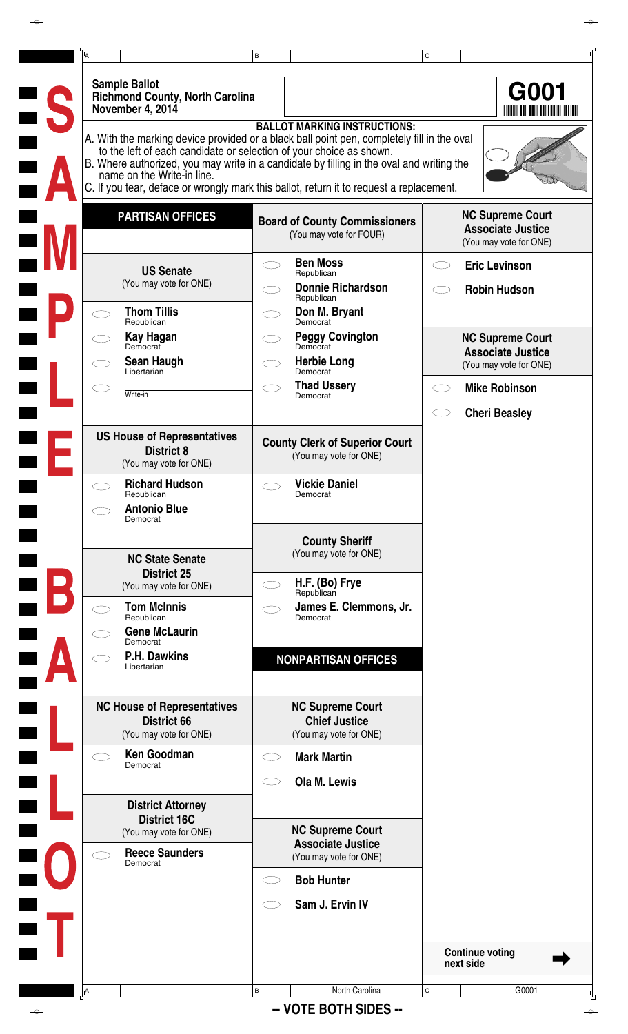**Sample Ballot**
**Richmond County, North Carolina**
**November 4, 2014**

**G001**

**BALLOT MARKING INSTRUCTIONS:**

A. With the marking device provided or a black ball point pen, completely fill in the oval to the left of each candidate or selection of your choice as shown.
B. Where authorized, you may write in a candidate by filling in the oval and writing the name on the Write-in line.
C. If you tear, deface or wrongly mark this ballot, return it to request a replacement.

## PARTISAN OFFICES

### US Senate
(You may vote for ONE)

- ⬭ **Thom Tillis** — Republican
- ⬭ **Kay Hagan** — Democrat
- ⬭ **Sean Haugh** — Libertarian
- ⬭ Write-in ____________

### US House of Representatives District 8
(You may vote for ONE)

- ⬭ **Richard Hudson** — Republican
- ⬭ **Antonio Blue** — Democrat

### NC State Senate District 25
(You may vote for ONE)

- ⬭ **Tom McInnis** — Republican
- ⬭ **Gene McLaurin** — Democrat
- ⬭ **P.H. Dawkins** — Libertarian

### NC House of Representatives District 66
(You may vote for ONE)

- ⬭ **Ken Goodman** — Democrat

### District Attorney District 16C
(You may vote for ONE)

- ⬭ **Reece Saunders** — Democrat

### Board of County Commissioners
(You may vote for FOUR)

- ⬭ **Ben Moss** — Republican
- ⬭ **Donnie Richardson** — Republican
- ⬭ **Don M. Bryant** — Democrat
- ⬭ **Peggy Covington** — Democrat
- ⬭ **Herbie Long** — Democrat
- ⬭ **Thad Ussery** — Democrat

### County Clerk of Superior Court
(You may vote for ONE)

- ⬭ **Vickie Daniel** — Democrat

### County Sheriff
(You may vote for ONE)

- ⬭ **H.F. (Bo) Frye** — Republican
- ⬭ **James E. Clemmons, Jr.** — Democrat

## NONPARTISAN OFFICES

### NC Supreme Court Chief Justice
(You may vote for ONE)

- ⬭ **Mark Martin**
- ⬭ **Ola M. Lewis**

### NC Supreme Court Associate Justice
(You may vote for ONE)

- ⬭ **Bob Hunter**
- ⬭ **Sam J. Ervin IV**

### NC Supreme Court Associate Justice
(You may vote for ONE)

- ⬭ **Eric Levinson**
- ⬭ **Robin Hudson**

### NC Supreme Court Associate Justice
(You may vote for ONE)

- ⬭ **Mike Robinson**
- ⬭ **Cheri Beasley**

**Continue voting next side** ➡

**-- VOTE BOTH SIDES --**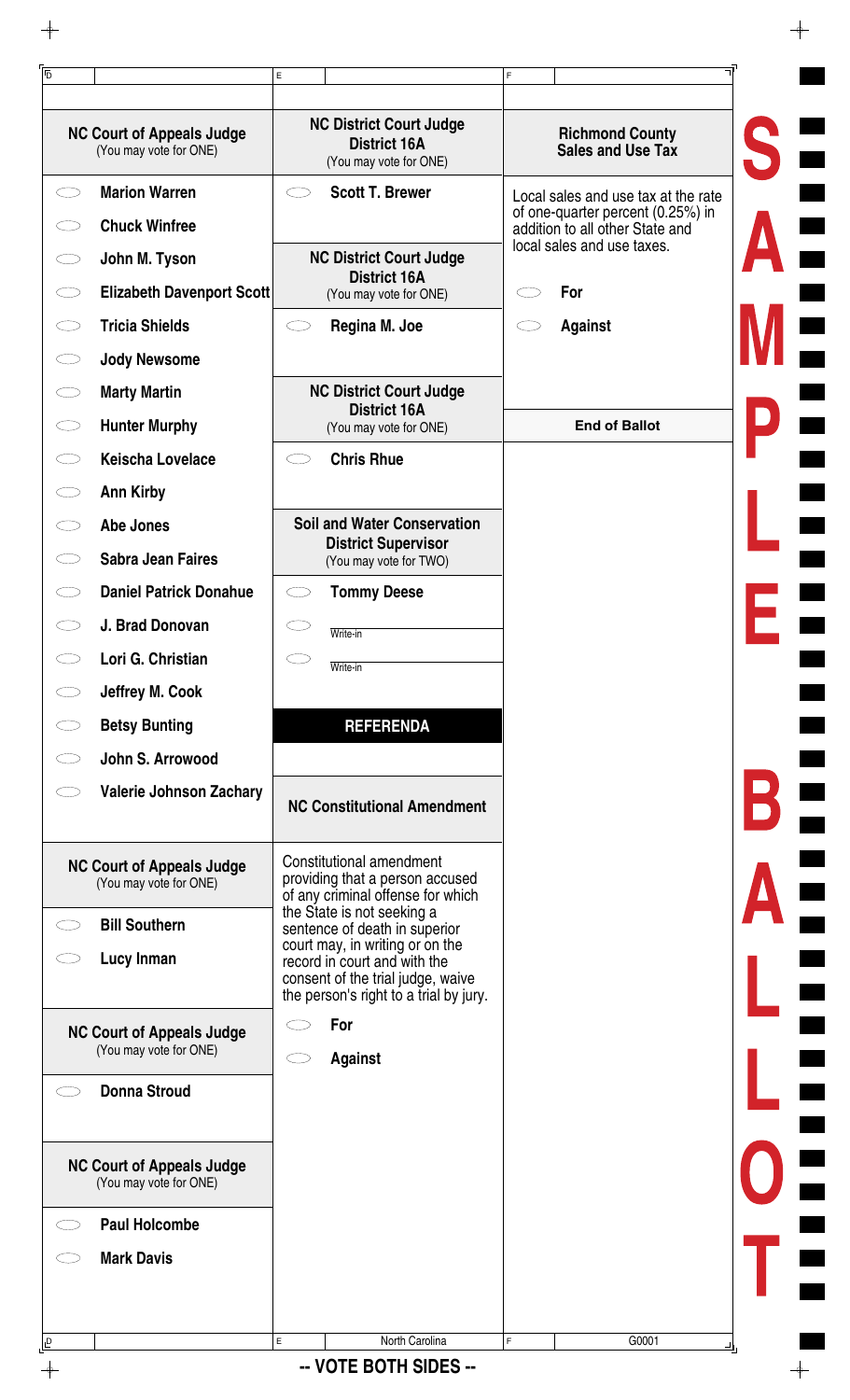## NC Court of Appeals Judge
(You may vote for ONE)

- Marion Warren
- Chuck Winfree
- John M. Tyson
- Elizabeth Davenport Scott
- Tricia Shields
- Jody Newsome
- Marty Martin
- Hunter Murphy
- Keischa Lovelace
- Ann Kirby
- Abe Jones
- Sabra Jean Faires
- Daniel Patrick Donahue
- J. Brad Donovan
- Lori G. Christian
- Jeffrey M. Cook
- Betsy Bunting
- John S. Arrowood
- Valerie Johnson Zachary

## NC Court of Appeals Judge
(You may vote for ONE)

- Bill Southern
- Lucy Inman

## NC Court of Appeals Judge
(You may vote for ONE)

- Donna Stroud

## NC Court of Appeals Judge
(You may vote for ONE)

- Paul Holcombe
- Mark Davis

## NC District Court Judge District 16A
(You may vote for ONE)

- Scott T. Brewer

## NC District Court Judge District 16A
(You may vote for ONE)

- Regina M. Joe

## NC District Court Judge District 16A
(You may vote for ONE)

- Chris Rhue

## Soil and Water Conservation District Supervisor
(You may vote for TWO)

- Tommy Deese
- Write-in
- Write-in

# REFERENDA

## NC Constitutional Amendment

Constitutional amendment providing that a person accused of any criminal offense for which the State is not seeking a sentence of death in superior court may, in writing or on the record in court and with the consent of the trial judge, waive the person's right to a trial by jury.

- For
- Against

## Richmond County Sales and Use Tax

Local sales and use tax at the rate of one-quarter percent (0.25%) in addition to all other State and local sales and use taxes.

- For
- Against

**End of Ballot**

SAMPLE BALLOT

North Carolina G0001

-- VOTE BOTH SIDES --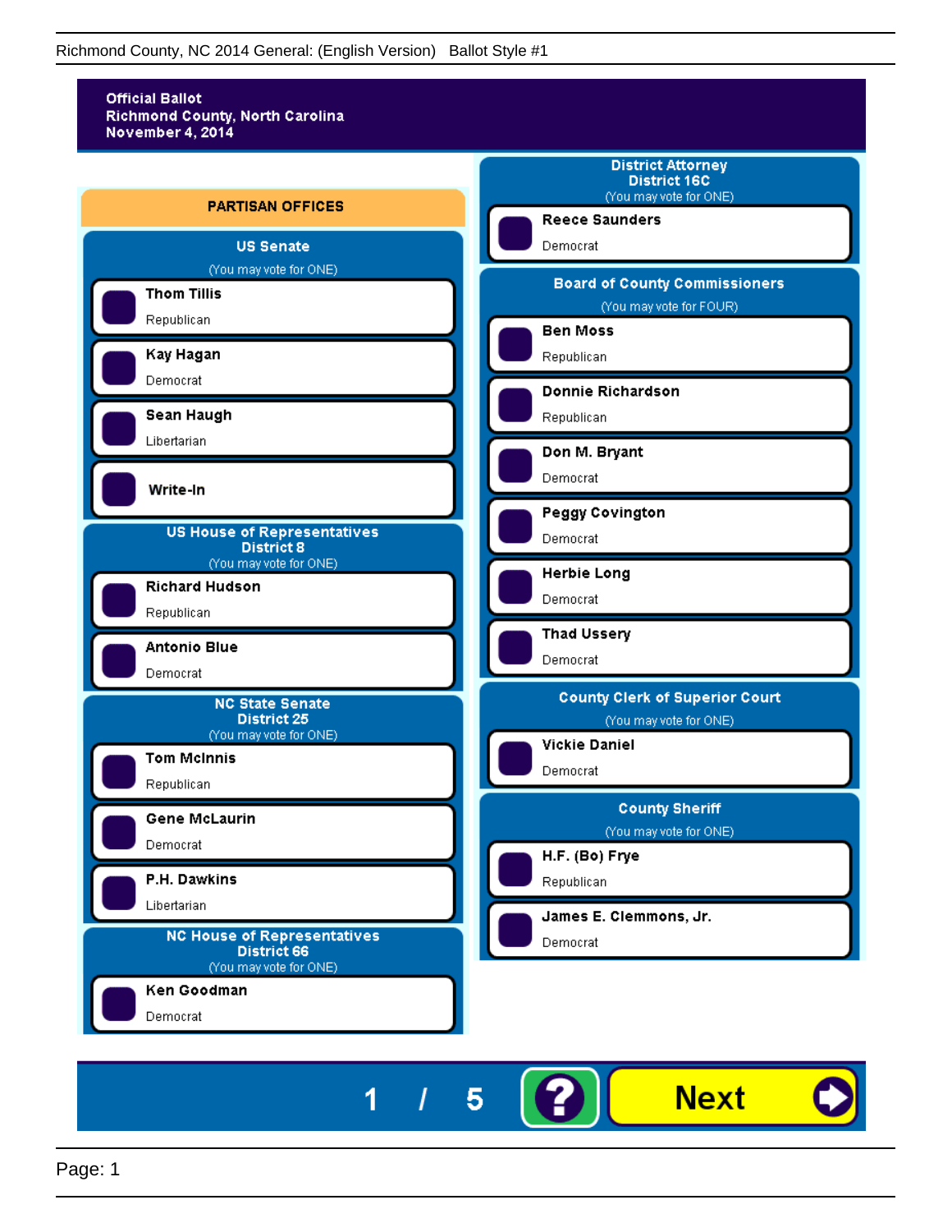**Official Ballot**
**Richmond County, North Carolina**
**November 4, 2014**

## PARTISAN OFFICES

### US Senate

(You may vote for ONE)

- **Thom Tillis** — Republican
- **Kay Hagan** — Democrat
- **Sean Haugh** — Libertarian
- **Write-In**

### US House of Representatives District 8

(You may vote for ONE)

- **Richard Hudson** — Republican
- **Antonio Blue** — Democrat

### NC State Senate District 25

(You may vote for ONE)

- **Tom McInnis** — Republican
- **Gene McLaurin** — Democrat
- **P.H. Dawkins** — Libertarian

### NC House of Representatives District 66

(You may vote for ONE)

- **Ken Goodman** — Democrat

### District Attorney District 16C

(You may vote for ONE)

- **Reece Saunders** — Democrat

### Board of County Commissioners

(You may vote for FOUR)

- **Ben Moss** — Republican
- **Donnie Richardson** — Republican
- **Don M. Bryant** — Democrat
- **Peggy Covington** — Democrat
- **Herbie Long** — Democrat
- **Thad Ussery** — Democrat

### County Clerk of Superior Court

(You may vote for ONE)

- **Vickie Daniel** — Democrat

### County Sheriff

(You may vote for ONE)

- **H.F. (Bo) Frye** — Republican
- **James E. Clemmons, Jr.** — Democrat

1 / 5 ? **Next**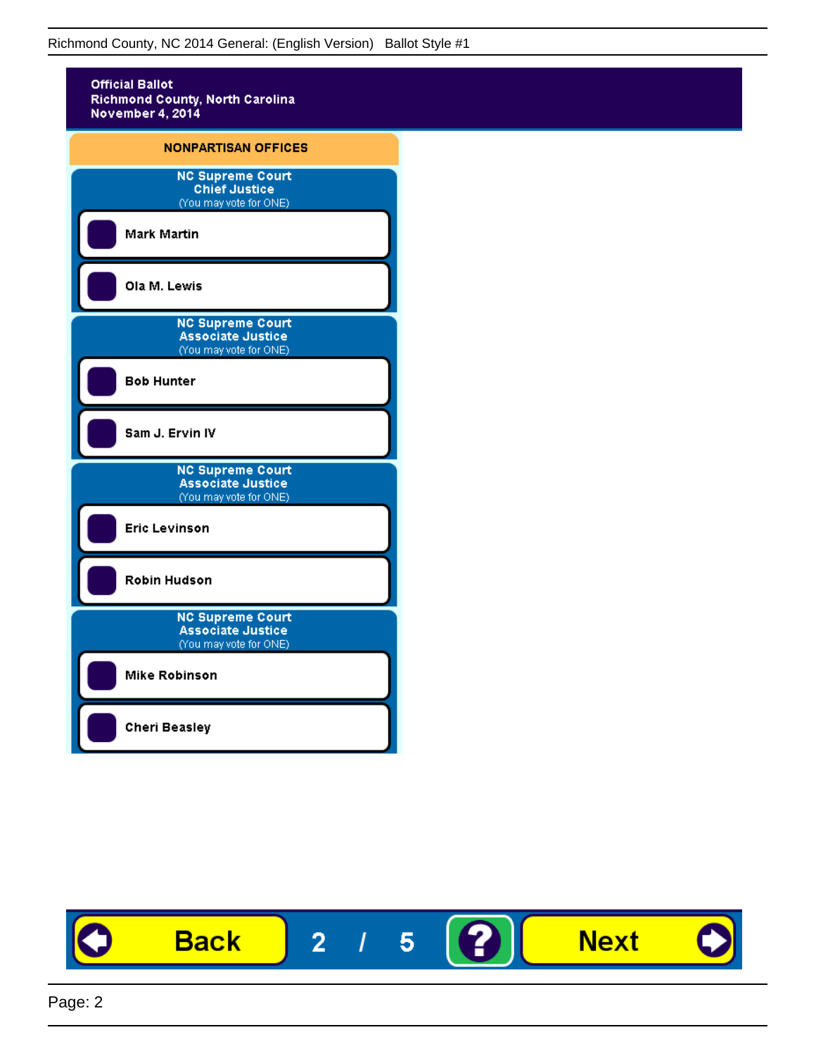Richmond County, NC 2014 General: (English Version) Ballot Style #1

**Official Ballot**
**Richmond County, North Carolina**
**November 4, 2014**

## NONPARTISAN OFFICES

### NC Supreme Court Chief Justice
(You may vote for ONE)

- Mark Martin
- Ola M. Lewis

### NC Supreme Court Associate Justice
(You may vote for ONE)

- Bob Hunter
- Sam J. Ervin IV

### NC Supreme Court Associate Justice
(You may vote for ONE)

- Eric Levinson
- Robin Hudson

### NC Supreme Court Associate Justice
(You may vote for ONE)

- Mike Robinson
- Cheri Beasley

Back 2 / 5 ? Next

Page: 2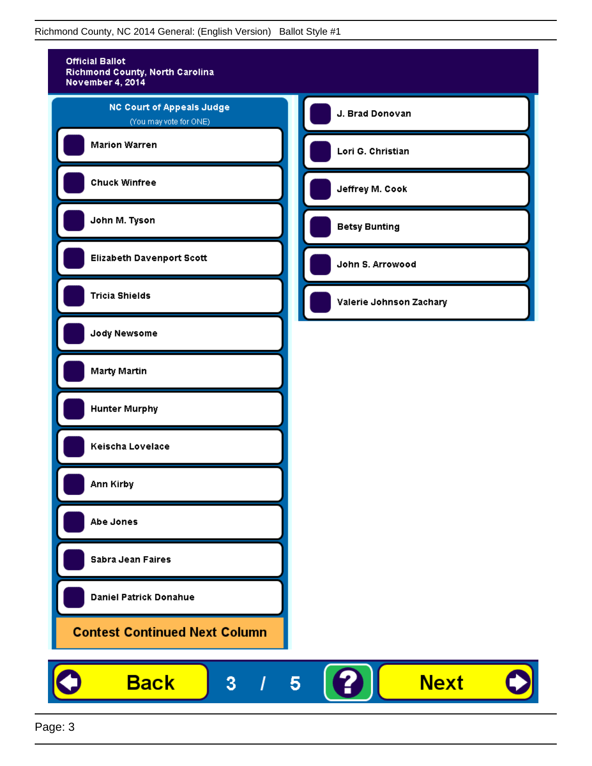**Official Ballot**
**Richmond County, North Carolina**
**November 4, 2014**

## NC Court of Appeals Judge

(You may vote for ONE)

- Marion Warren
- Chuck Winfree
- John M. Tyson
- Elizabeth Davenport Scott
- Tricia Shields
- Jody Newsome
- Marty Martin
- Hunter Murphy
- Keischa Lovelace
- Ann Kirby
- Abe Jones
- Sabra Jean Faires
- Daniel Patrick Donahue

**Contest Continued Next Column**

- J. Brad Donovan
- Lori G. Christian
- Jeffrey M. Cook
- Betsy Bunting
- John S. Arrowood
- Valerie Johnson Zachary

Back    3 / 5    ?    Next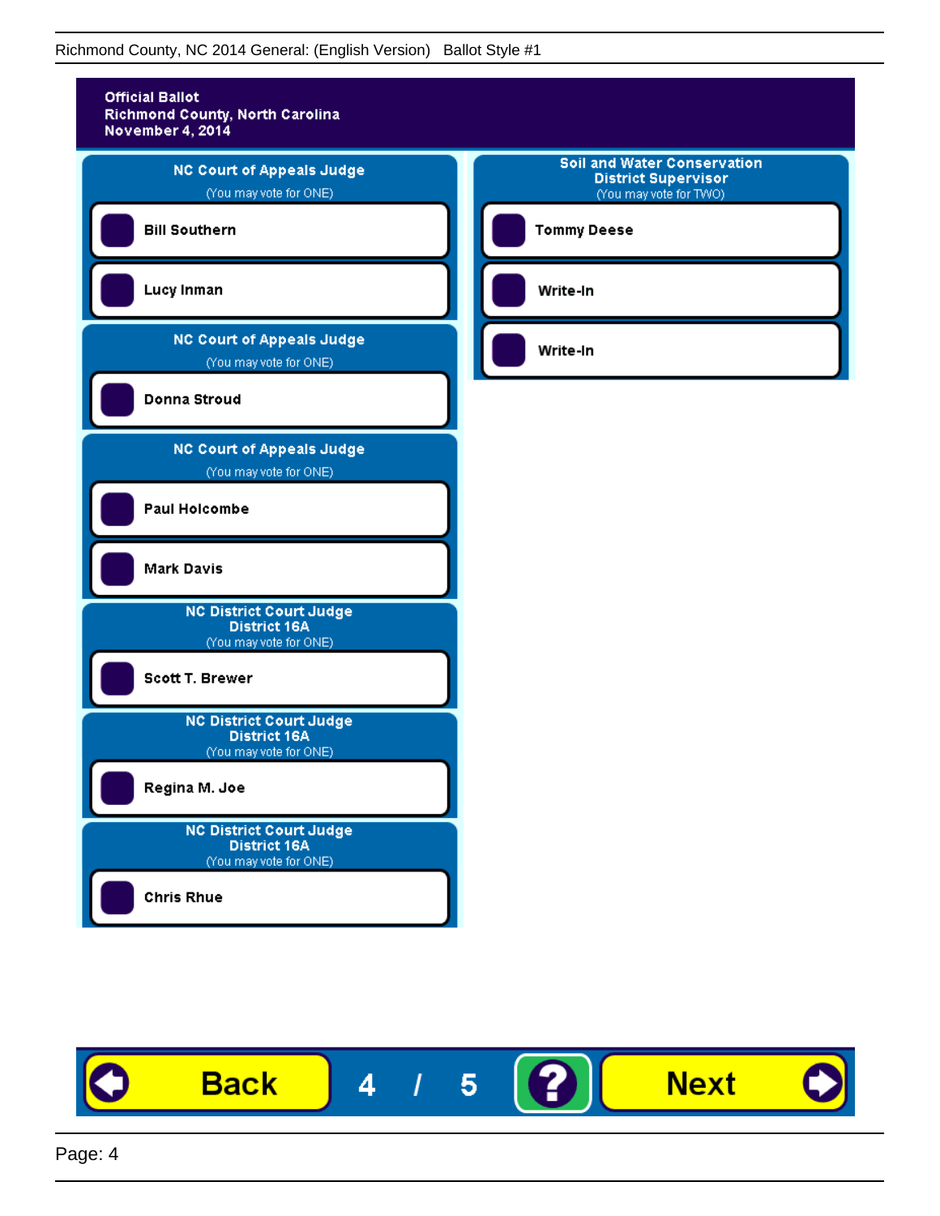**Official Ballot**
**Richmond County, North Carolina**
**November 4, 2014**

### NC Court of Appeals Judge
(You may vote for ONE)

- Bill Southern
- Lucy Inman

### NC Court of Appeals Judge
(You may vote for ONE)

- Donna Stroud

### NC Court of Appeals Judge
(You may vote for ONE)

- Paul Holcombe
- Mark Davis

### NC District Court Judge District 16A
(You may vote for ONE)

- Scott T. Brewer

### NC District Court Judge District 16A
(You may vote for ONE)

- Regina M. Joe

### NC District Court Judge District 16A
(You may vote for ONE)

- Chris Rhue

### Soil and Water Conservation District Supervisor
(You may vote for TWO)

- Tommy Deese
- Write-In
- Write-In

Back 4 / 5 ? Next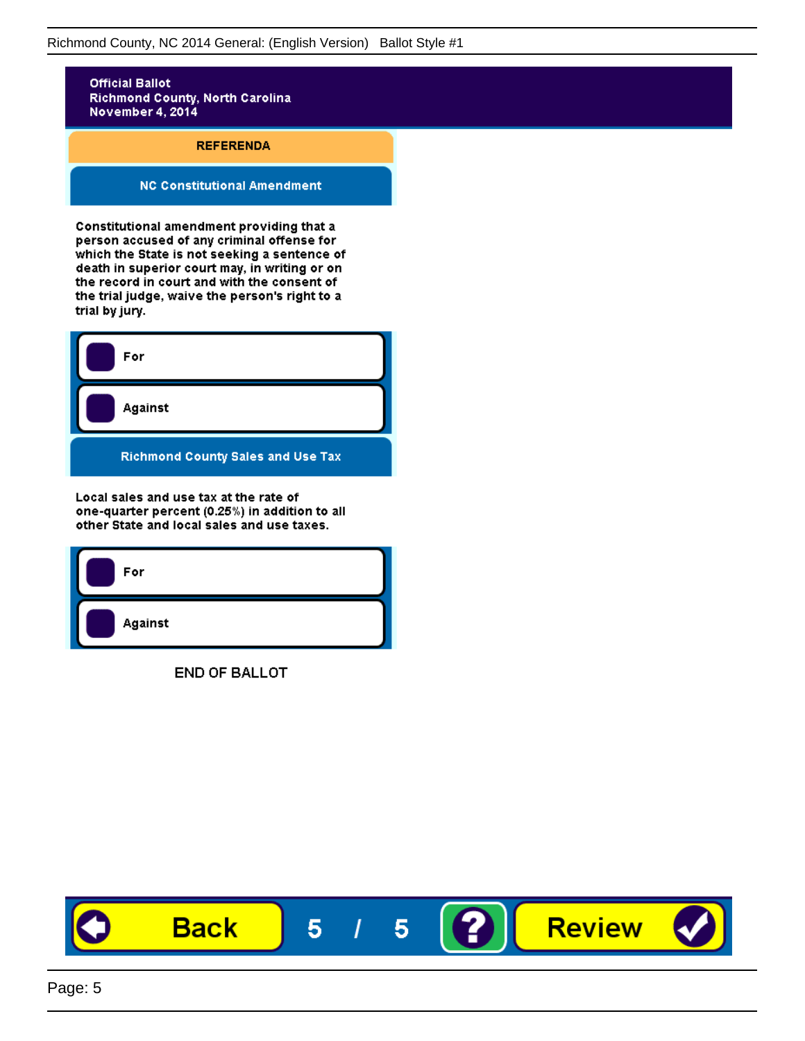Official Ballot
Richmond County, North Carolina
November 4, 2014

## REFERENDA

### NC Constitutional Amendment

Constitutional amendment providing that a person accused of any criminal offense for which the State is not seeking a sentence of death in superior court may, in writing or on the record in court and with the consent of the trial judge, waive the person's right to a trial by jury.

- For
- Against

### Richmond County Sales and Use Tax

Local sales and use tax at the rate of one-quarter percent (0.25%) in addition to all other State and local sales and use taxes.

- For
- Against

END OF BALLOT

Back 5 / 5 ? Review